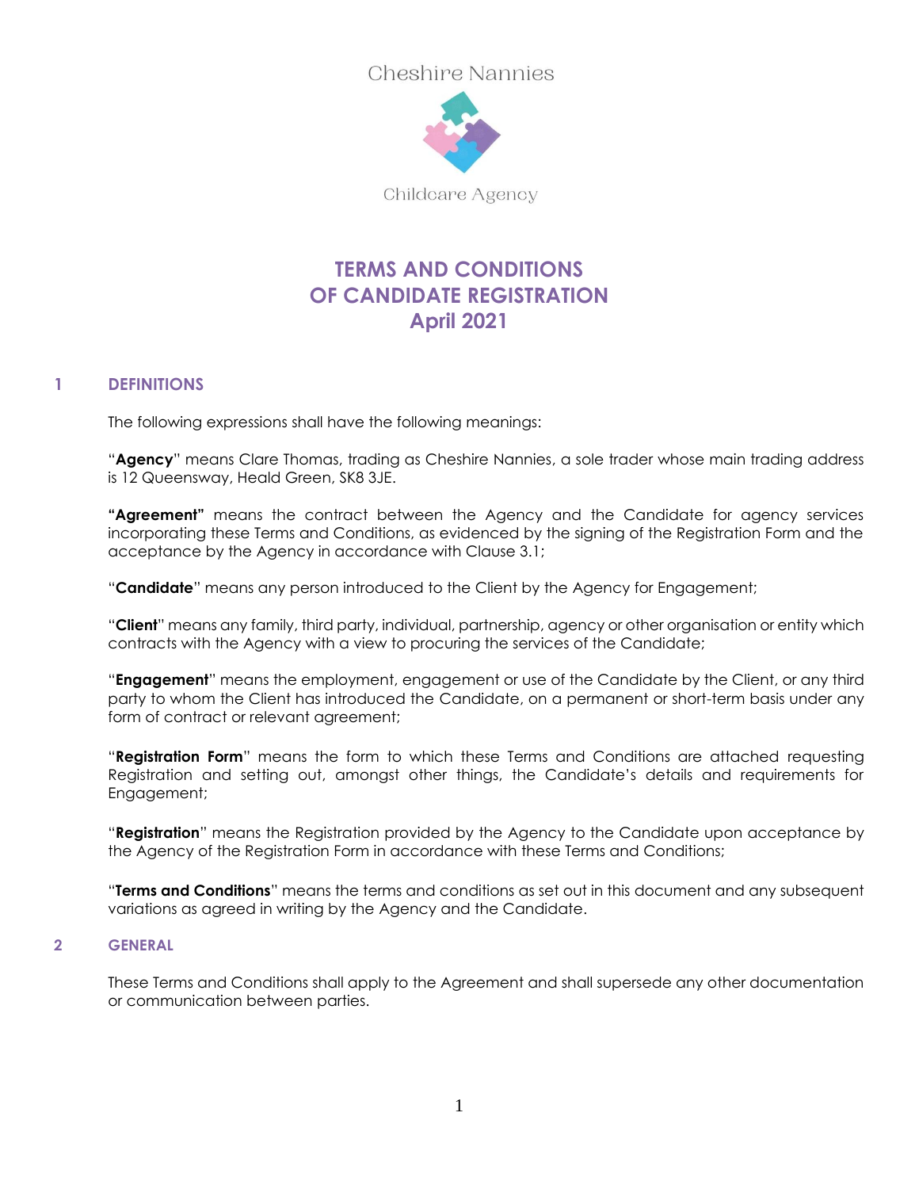Cheshire Nannies

Childcare Agency

# TERMS AND CONDITIONS OF CANDIDATE REGISTRATION April 2021

## 1 DEFINITIONS

The following expressions shall have the following meanings:

"**Agency**" means Clare Thomas, trading as Cheshire Nannies, a sole trader whose main trading address is 12 Queensway, Heald Green, SK8 3JE.

**"Agreement"** means the contract between the Agency and the Candidate for agency services incorporating these Terms and Conditions, as evidenced by the signing of the Registration Form and the acceptance by the Agency in accordance with Clause 3.1;

"**Candidate**" means any person introduced to the Client by the Agency for Engagement;

"**Client**" means any family, third party, individual, partnership, agency or other organisation or entity which contracts with the Agency with a view to procuring the services of the Candidate;

"**Engagement**" means the employment, engagement or use of the Candidate by the Client, or any third party to whom the Client has introduced the Candidate, on a permanent or short-term basis under any form of contract or relevant agreement;

"**Registration Form**" means the form to which these Terms and Conditions are attached requesting Registration and setting out, amongst other things, the Candidate's details and requirements for Engagement;

"**Registration**" means the Registration provided by the Agency to the Candidate upon acceptance by the Agency of the Registration Form in accordance with these Terms and Conditions;

"**Terms and Conditions**" means the terms and conditions as set out in this document and any subsequent variations as agreed in writing by the Agency and the Candidate.

## 2 GENERAL

These Terms and Conditions shall apply to the Agreement and shall supersede any other documentation or communication between parties.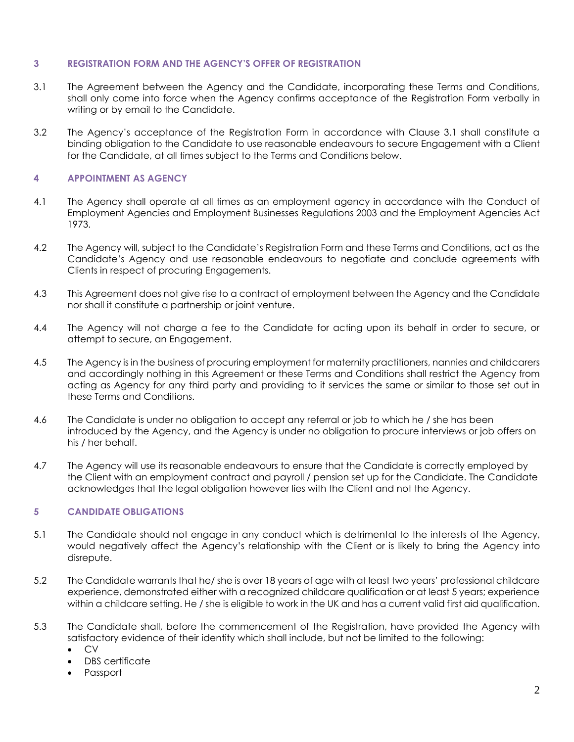## 3 REGISTRATION FORM AND THE AGENCY'S OFFER OF REGISTRATION

3.1 The Agreement between the Agency and the Candidate, incorporating these Terms and Conditions, shall only come into force when the Agency confirms acceptance of the Registration Form verbally in writing or by email to the Candidate.

3.2 The Agency's acceptance of the Registration Form in accordance with Clause 3.1 shall constitute a binding obligation to the Candidate to use reasonable endeavours to secure Engagement with a Client for the Candidate, at all times subject to the Terms and Conditions below.

## 4 APPOINTMENT AS AGENCY

4.1 The Agency shall operate at all times as an employment agency in accordance with the Conduct of Employment Agencies and Employment Businesses Regulations 2003 and the Employment Agencies Act 1973.

4.2 The Agency will, subject to the Candidate's Registration Form and these Terms and Conditions, act as the Candidate's Agency and use reasonable endeavours to negotiate and conclude agreements with Clients in respect of procuring Engagements.

4.3 This Agreement does not give rise to a contract of employment between the Agency and the Candidate nor shall it constitute a partnership or joint venture.

4.4 The Agency will not charge a fee to the Candidate for acting upon its behalf in order to secure, or attempt to secure, an Engagement.

4.5 The Agency is in the business of procuring employment for maternity practitioners, nannies and childcarers and accordingly nothing in this Agreement or these Terms and Conditions shall restrict the Agency from acting as Agency for any third party and providing to it services the same or similar to those set out in these Terms and Conditions.

4.6 The Candidate is under no obligation to accept any referral or job to which he / she has been introduced by the Agency, and the Agency is under no obligation to procure interviews or job offers on his / her behalf.

4.7 The Agency will use its reasonable endeavours to ensure that the Candidate is correctly employed by the Client with an employment contract and payroll / pension set up for the Candidate. The Candidate acknowledges that the legal obligation however lies with the Client and not the Agency.

## 5 CANDIDATE OBLIGATIONS

5.1 The Candidate should not engage in any conduct which is detrimental to the interests of the Agency, would negatively affect the Agency's relationship with the Client or is likely to bring the Agency into disrepute.

5.2 The Candidate warrants that he/ she is over 18 years of age with at least two years' professional childcare experience, demonstrated either with a recognized childcare qualification or at least 5 years; experience within a childcare setting. He / she is eligible to work in the UK and has a current valid first aid qualification.

5.3 The Candidate shall, before the commencement of the Registration, have provided the Agency with satisfactory evidence of their identity which shall include, but not be limited to the following:

- CV
- DBS certificate
- Passport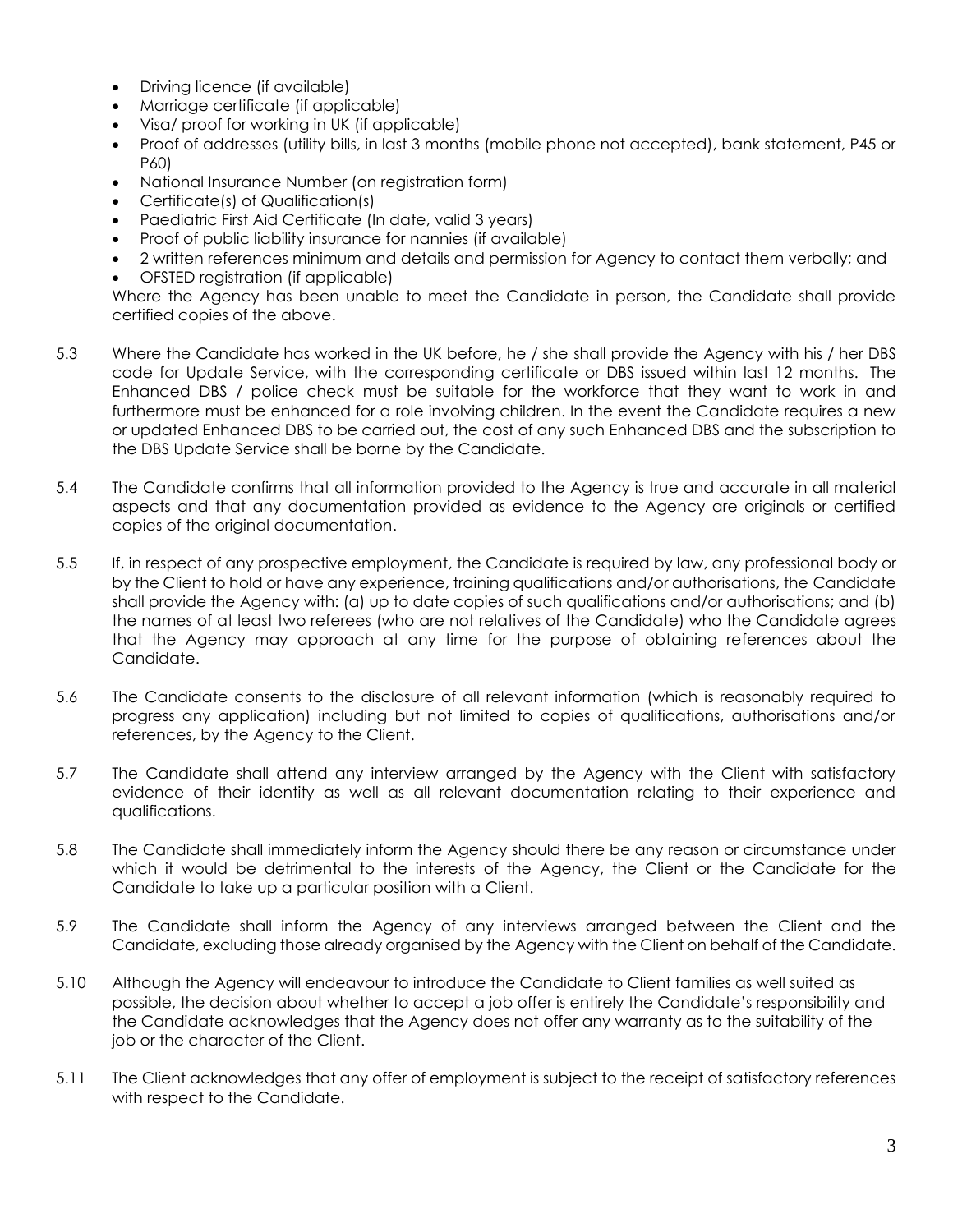- Driving licence (if available)
- Marriage certificate (if applicable)
- Visa/ proof for working in UK (if applicable)
- Proof of addresses (utility bills, in last 3 months (mobile phone not accepted), bank statement, P45 or P60)
- National Insurance Number (on registration form)
- Certificate(s) of Qualification(s)
- Paediatric First Aid Certificate (In date, valid 3 years)
- Proof of public liability insurance for nannies (if available)
- 2 written references minimum and details and permission for Agency to contact them verbally; and
- OFSTED registration (if applicable)

Where the Agency has been unable to meet the Candidate in person, the Candidate shall provide certified copies of the above.

5.3 Where the Candidate has worked in the UK before, he / she shall provide the Agency with his / her DBS code for Update Service, with the corresponding certificate or DBS issued within last 12 months. The Enhanced DBS / police check must be suitable for the workforce that they want to work in and furthermore must be enhanced for a role involving children. In the event the Candidate requires a new or updated Enhanced DBS to be carried out, the cost of any such Enhanced DBS and the subscription to the DBS Update Service shall be borne by the Candidate.

5.4 The Candidate confirms that all information provided to the Agency is true and accurate in all material aspects and that any documentation provided as evidence to the Agency are originals or certified copies of the original documentation.

5.5 If, in respect of any prospective employment, the Candidate is required by law, any professional body or by the Client to hold or have any experience, training qualifications and/or authorisations, the Candidate shall provide the Agency with: (a) up to date copies of such qualifications and/or authorisations; and (b) the names of at least two referees (who are not relatives of the Candidate) who the Candidate agrees that the Agency may approach at any time for the purpose of obtaining references about the Candidate.

5.6 The Candidate consents to the disclosure of all relevant information (which is reasonably required to progress any application) including but not limited to copies of qualifications, authorisations and/or references, by the Agency to the Client.

5.7 The Candidate shall attend any interview arranged by the Agency with the Client with satisfactory evidence of their identity as well as all relevant documentation relating to their experience and qualifications.

5.8 The Candidate shall immediately inform the Agency should there be any reason or circumstance under which it would be detrimental to the interests of the Agency, the Client or the Candidate for the Candidate to take up a particular position with a Client.

5.9 The Candidate shall inform the Agency of any interviews arranged between the Client and the Candidate, excluding those already organised by the Agency with the Client on behalf of the Candidate.

5.10 Although the Agency will endeavour to introduce the Candidate to Client families as well suited as possible, the decision about whether to accept a job offer is entirely the Candidate's responsibility and the Candidate acknowledges that the Agency does not offer any warranty as to the suitability of the job or the character of the Client.

5.11 The Client acknowledges that any offer of employment is subject to the receipt of satisfactory references with respect to the Candidate.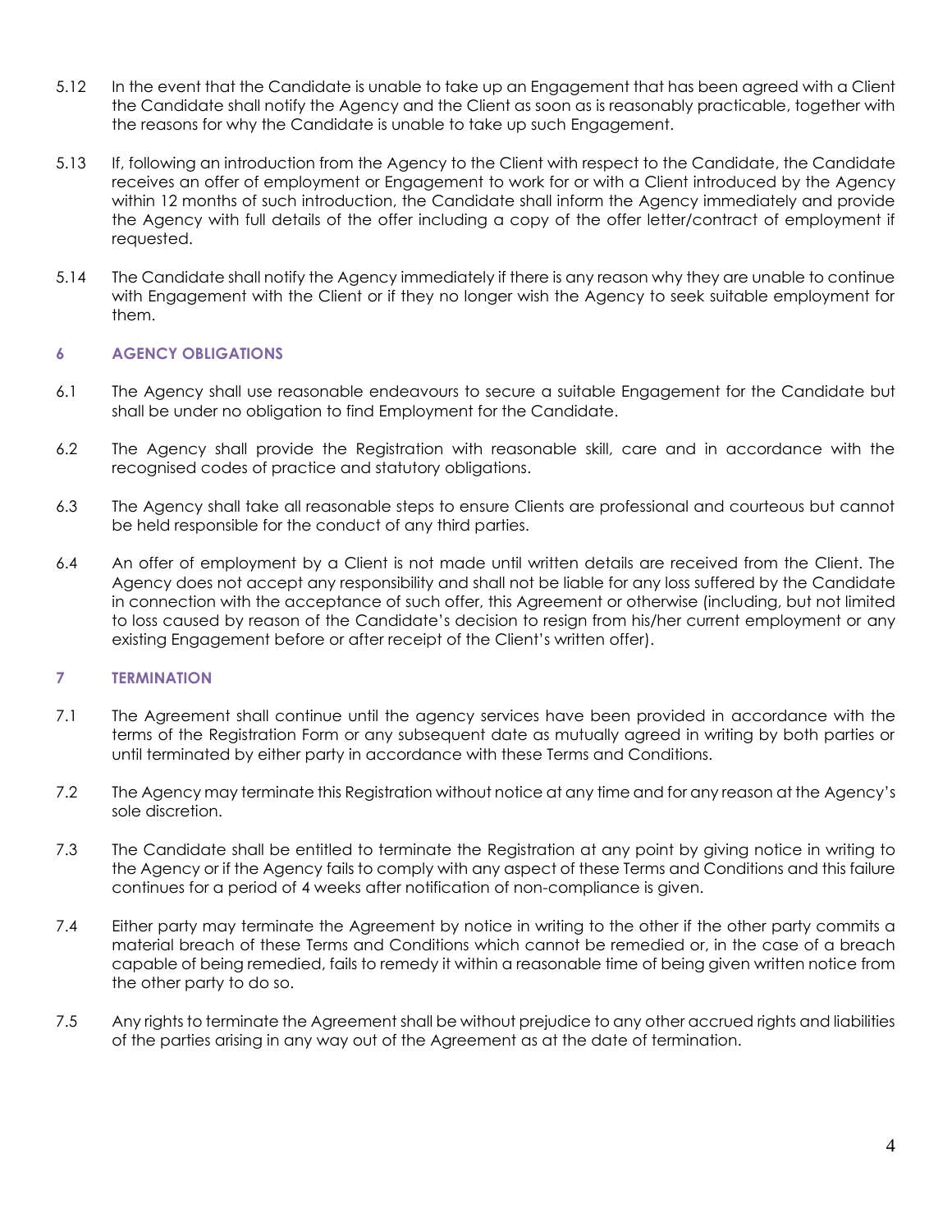5.12 In the event that the Candidate is unable to take up an Engagement that has been agreed with a Client the Candidate shall notify the Agency and the Client as soon as is reasonably practicable, together with the reasons for why the Candidate is unable to take up such Engagement.

5.13 If, following an introduction from the Agency to the Client with respect to the Candidate, the Candidate receives an offer of employment or Engagement to work for or with a Client introduced by the Agency within 12 months of such introduction, the Candidate shall inform the Agency immediately and provide the Agency with full details of the offer including a copy of the offer letter/contract of employment if requested.

5.14 The Candidate shall notify the Agency immediately if there is any reason why they are unable to continue with Engagement with the Client or if they no longer wish the Agency to seek suitable employment for them.

## 6 AGENCY OBLIGATIONS

6.1 The Agency shall use reasonable endeavours to secure a suitable Engagement for the Candidate but shall be under no obligation to find Employment for the Candidate.

6.2 The Agency shall provide the Registration with reasonable skill, care and in accordance with the recognised codes of practice and statutory obligations.

6.3 The Agency shall take all reasonable steps to ensure Clients are professional and courteous but cannot be held responsible for the conduct of any third parties.

6.4 An offer of employment by a Client is not made until written details are received from the Client. The Agency does not accept any responsibility and shall not be liable for any loss suffered by the Candidate in connection with the acceptance of such offer, this Agreement or otherwise (including, but not limited to loss caused by reason of the Candidate's decision to resign from his/her current employment or any existing Engagement before or after receipt of the Client's written offer).

## 7 TERMINATION

7.1 The Agreement shall continue until the agency services have been provided in accordance with the terms of the Registration Form or any subsequent date as mutually agreed in writing by both parties or until terminated by either party in accordance with these Terms and Conditions.

7.2 The Agency may terminate this Registration without notice at any time and for any reason at the Agency's sole discretion.

7.3 The Candidate shall be entitled to terminate the Registration at any point by giving notice in writing to the Agency or if the Agency fails to comply with any aspect of these Terms and Conditions and this failure continues for a period of 4 weeks after notification of non-compliance is given.

7.4 Either party may terminate the Agreement by notice in writing to the other if the other party commits a material breach of these Terms and Conditions which cannot be remedied or, in the case of a breach capable of being remedied, fails to remedy it within a reasonable time of being given written notice from the other party to do so.

7.5 Any rights to terminate the Agreement shall be without prejudice to any other accrued rights and liabilities of the parties arising in any way out of the Agreement as at the date of termination.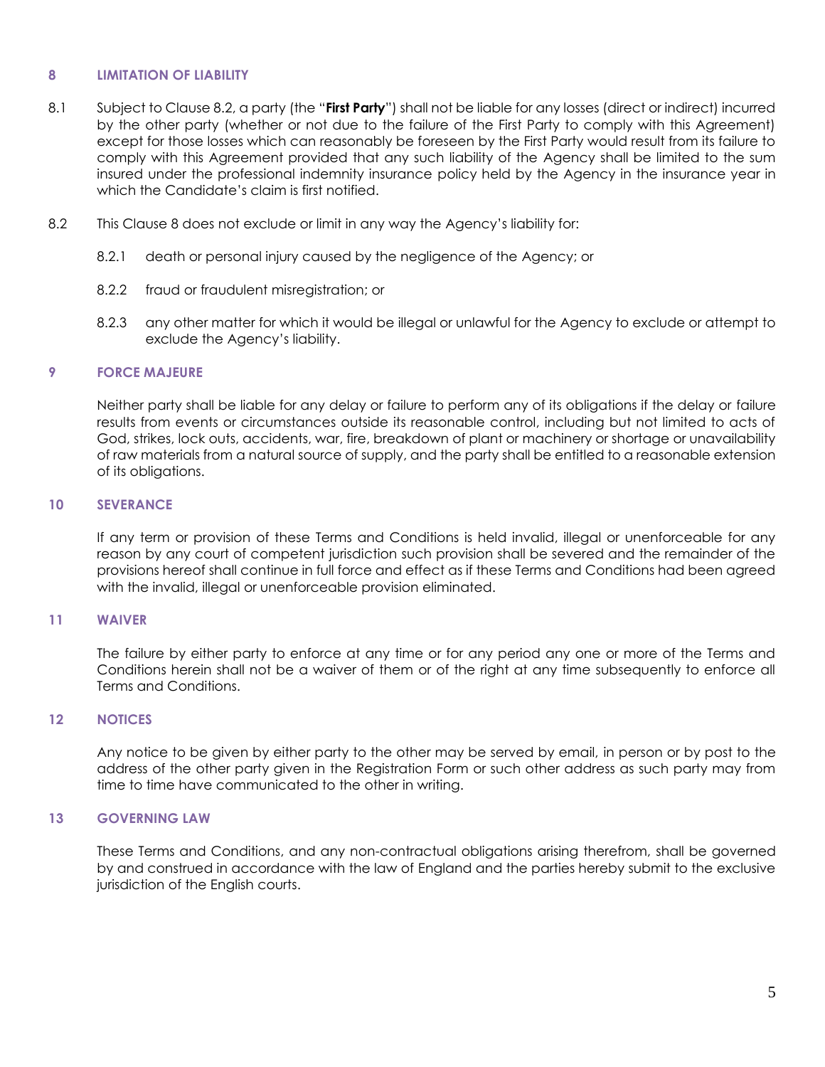## 8 LIMITATION OF LIABILITY

8.1 Subject to Clause 8.2, a party (the "**First Party**") shall not be liable for any losses (direct or indirect) incurred by the other party (whether or not due to the failure of the First Party to comply with this Agreement) except for those losses which can reasonably be foreseen by the First Party would result from its failure to comply with this Agreement provided that any such liability of the Agency shall be limited to the sum insured under the professional indemnity insurance policy held by the Agency in the insurance year in which the Candidate's claim is first notified.

8.2 This Clause 8 does not exclude or limit in any way the Agency's liability for:

8.2.1 death or personal injury caused by the negligence of the Agency; or

8.2.2 fraud or fraudulent misregistration; or

8.2.3 any other matter for which it would be illegal or unlawful for the Agency to exclude or attempt to exclude the Agency's liability.

## 9 FORCE MAJEURE

Neither party shall be liable for any delay or failure to perform any of its obligations if the delay or failure results from events or circumstances outside its reasonable control, including but not limited to acts of God, strikes, lock outs, accidents, war, fire, breakdown of plant or machinery or shortage or unavailability of raw materials from a natural source of supply, and the party shall be entitled to a reasonable extension of its obligations.

## 10 SEVERANCE

If any term or provision of these Terms and Conditions is held invalid, illegal or unenforceable for any reason by any court of competent jurisdiction such provision shall be severed and the remainder of the provisions hereof shall continue in full force and effect as if these Terms and Conditions had been agreed with the invalid, illegal or unenforceable provision eliminated.

## 11 WAIVER

The failure by either party to enforce at any time or for any period any one or more of the Terms and Conditions herein shall not be a waiver of them or of the right at any time subsequently to enforce all Terms and Conditions.

## 12 NOTICES

Any notice to be given by either party to the other may be served by email, in person or by post to the address of the other party given in the Registration Form or such other address as such party may from time to time have communicated to the other in writing.

## 13 GOVERNING LAW

These Terms and Conditions, and any non-contractual obligations arising therefrom, shall be governed by and construed in accordance with the law of England and the parties hereby submit to the exclusive jurisdiction of the English courts.